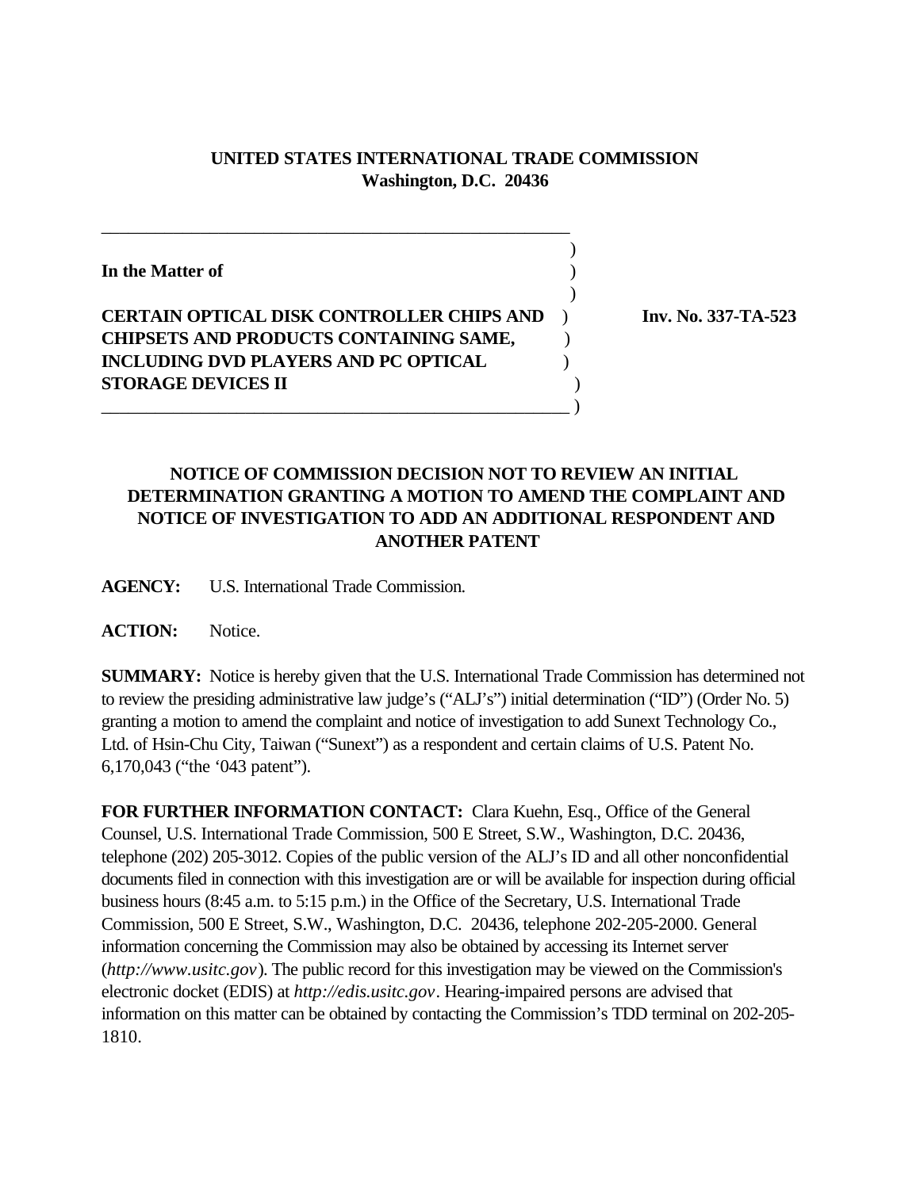**UNITED STATES INTERNATIONAL TRADE COMMISSION**
**Washington, D.C. 20436**

---

**In the Matter of**

**CERTAIN OPTICAL DISK CONTROLLER CHIPS AND CHIPSETS AND PRODUCTS CONTAINING SAME, INCLUDING DVD PLAYERS AND PC OPTICAL STORAGE DEVICES II**

**Inv. No. 337-TA-523**

---

## NOTICE OF COMMISSION DECISION NOT TO REVIEW AN INITIAL DETERMINATION GRANTING A MOTION TO AMEND THE COMPLAINT AND NOTICE OF INVESTIGATION TO ADD AN ADDITIONAL RESPONDENT AND ANOTHER PATENT

**AGENCY:** U.S. International Trade Commission.

**ACTION:** Notice.

**SUMMARY:** Notice is hereby given that the U.S. International Trade Commission has determined not to review the presiding administrative law judge's ("ALJ's") initial determination ("ID") (Order No. 5) granting a motion to amend the complaint and notice of investigation to add Sunext Technology Co., Ltd. of Hsin-Chu City, Taiwan ("Sunext") as a respondent and certain claims of U.S. Patent No. 6,170,043 ("the '043 patent").

**FOR FURTHER INFORMATION CONTACT:** Clara Kuehn, Esq., Office of the General Counsel, U.S. International Trade Commission, 500 E Street, S.W., Washington, D.C. 20436, telephone (202) 205-3012. Copies of the public version of the ALJ's ID and all other nonconfidential documents filed in connection with this investigation are or will be available for inspection during official business hours (8:45 a.m. to 5:15 p.m.) in the Office of the Secretary, U.S. International Trade Commission, 500 E Street, S.W., Washington, D.C. 20436, telephone 202-205-2000. General information concerning the Commission may also be obtained by accessing its Internet server (*http://www.usitc.gov*). The public record for this investigation may be viewed on the Commission's electronic docket (EDIS) at *http://edis.usitc.gov*. Hearing-impaired persons are advised that information on this matter can be obtained by contacting the Commission's TDD terminal on 202-205-1810.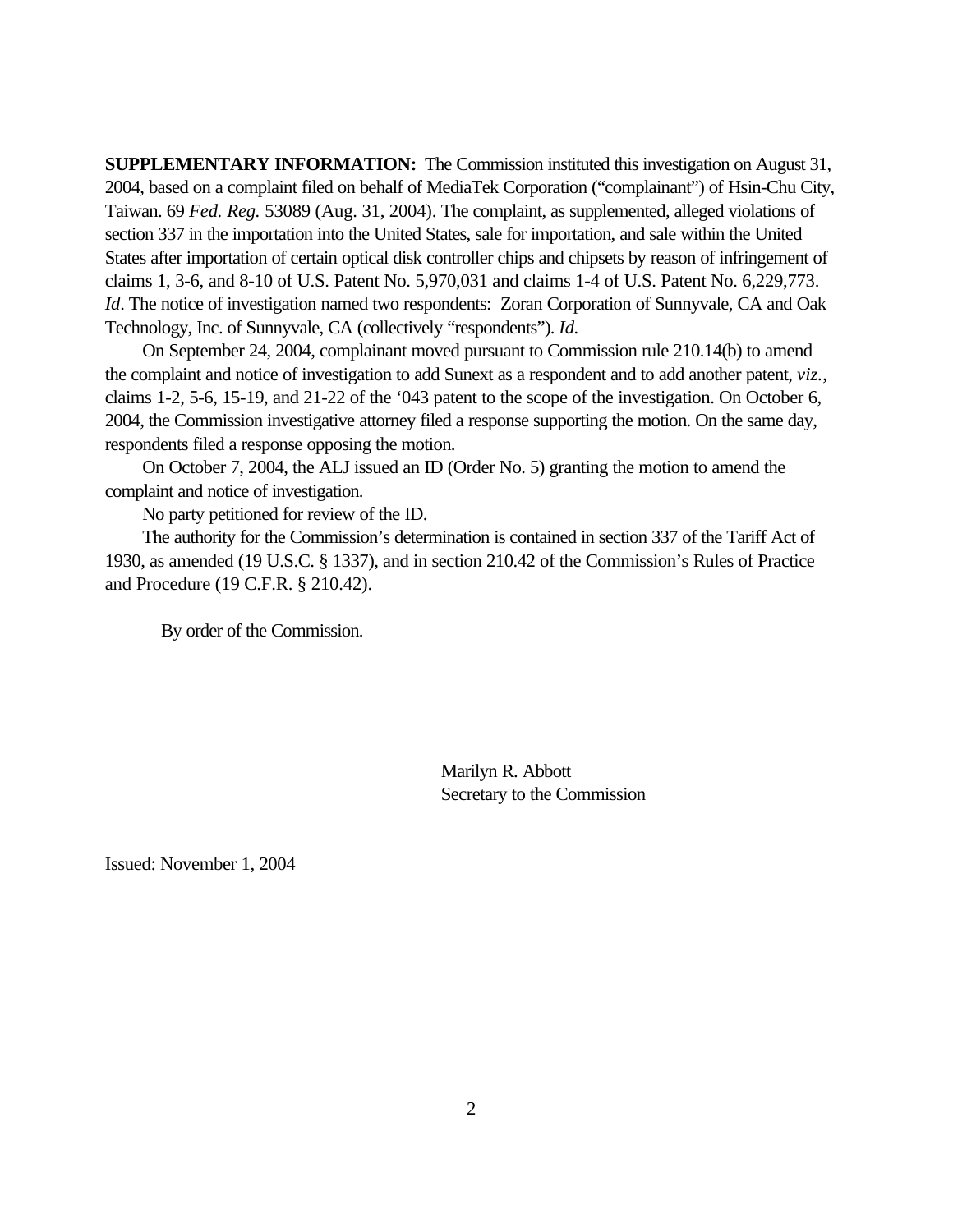**SUPPLEMENTARY INFORMATION:** The Commission instituted this investigation on August 31, 2004, based on a complaint filed on behalf of MediaTek Corporation ("complainant") of Hsin-Chu City, Taiwan. 69 *Fed. Reg.* 53089 (Aug. 31, 2004). The complaint, as supplemented, alleged violations of section 337 in the importation into the United States, sale for importation, and sale within the United States after importation of certain optical disk controller chips and chipsets by reason of infringement of claims 1, 3-6, and 8-10 of U.S. Patent No. 5,970,031 and claims 1-4 of U.S. Patent No. 6,229,773. *Id*. The notice of investigation named two respondents: Zoran Corporation of Sunnyvale, CA and Oak Technology, Inc. of Sunnyvale, CA (collectively "respondents"). *Id.*

On September 24, 2004, complainant moved pursuant to Commission rule 210.14(b) to amend the complaint and notice of investigation to add Sunext as a respondent and to add another patent, *viz.*, claims 1-2, 5-6, 15-19, and 21-22 of the '043 patent to the scope of the investigation. On October 6, 2004, the Commission investigative attorney filed a response supporting the motion. On the same day, respondents filed a response opposing the motion.

On October 7, 2004, the ALJ issued an ID (Order No. 5) granting the motion to amend the complaint and notice of investigation.

No party petitioned for review of the ID.

The authority for the Commission's determination is contained in section 337 of the Tariff Act of 1930, as amended (19 U.S.C. § 1337), and in section 210.42 of the Commission's Rules of Practice and Procedure (19 C.F.R. § 210.42).

By order of the Commission.

Marilyn R. Abbott
Secretary to the Commission

Issued: November 1, 2004